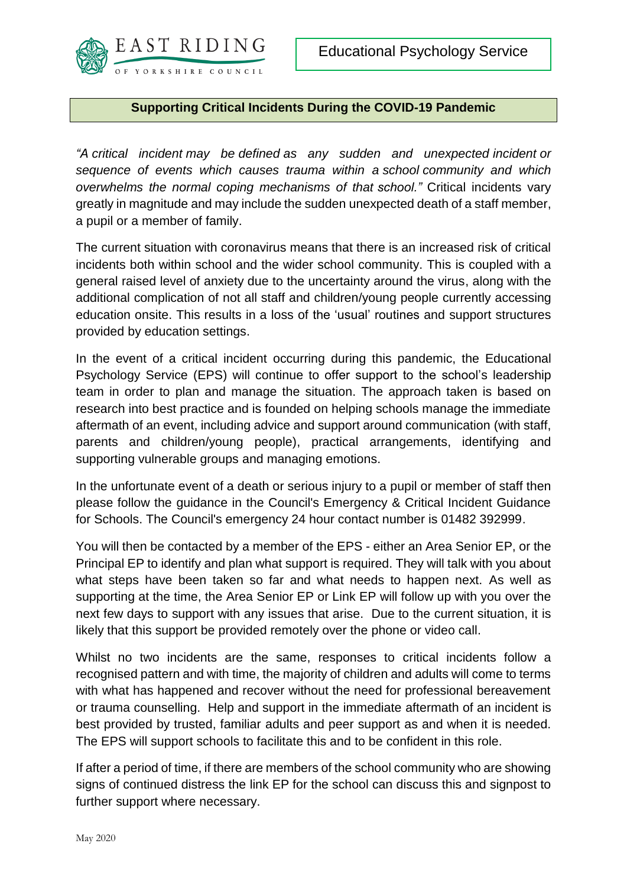EAST RIDING OF YORKSHIRE COUNCIL

Educational Psychology Service

# Supporting Critical Incidents During the COVID-19 Pandemic

*"A critical incident may be defined as any sudden and unexpected incident or sequence of events which causes trauma within a school community and which overwhelms the normal coping mechanisms of that school."* Critical incidents vary greatly in magnitude and may include the sudden unexpected death of a staff member, a pupil or a member of family.

The current situation with coronavirus means that there is an increased risk of critical incidents both within school and the wider school community. This is coupled with a general raised level of anxiety due to the uncertainty around the virus, along with the additional complication of not all staff and children/young people currently accessing education onsite. This results in a loss of the 'usual' routines and support structures provided by education settings.

In the event of a critical incident occurring during this pandemic, the Educational Psychology Service (EPS) will continue to offer support to the school's leadership team in order to plan and manage the situation. The approach taken is based on research into best practice and is founded on helping schools manage the immediate aftermath of an event, including advice and support around communication (with staff, parents and children/young people), practical arrangements, identifying and supporting vulnerable groups and managing emotions.

In the unfortunate event of a death or serious injury to a pupil or member of staff then please follow the guidance in the Council's Emergency & Critical Incident Guidance for Schools. The Council's emergency 24 hour contact number is 01482 392999.

You will then be contacted by a member of the EPS - either an Area Senior EP, or the Principal EP to identify and plan what support is required. They will talk with you about what steps have been taken so far and what needs to happen next. As well as supporting at the time, the Area Senior EP or Link EP will follow up with you over the next few days to support with any issues that arise. Due to the current situation, it is likely that this support be provided remotely over the phone or video call.

Whilst no two incidents are the same, responses to critical incidents follow a recognised pattern and with time, the majority of children and adults will come to terms with what has happened and recover without the need for professional bereavement or trauma counselling. Help and support in the immediate aftermath of an incident is best provided by trusted, familiar adults and peer support as and when it is needed. The EPS will support schools to facilitate this and to be confident in this role.

If after a period of time, if there are members of the school community who are showing signs of continued distress the link EP for the school can discuss this and signpost to further support where necessary.

May 2020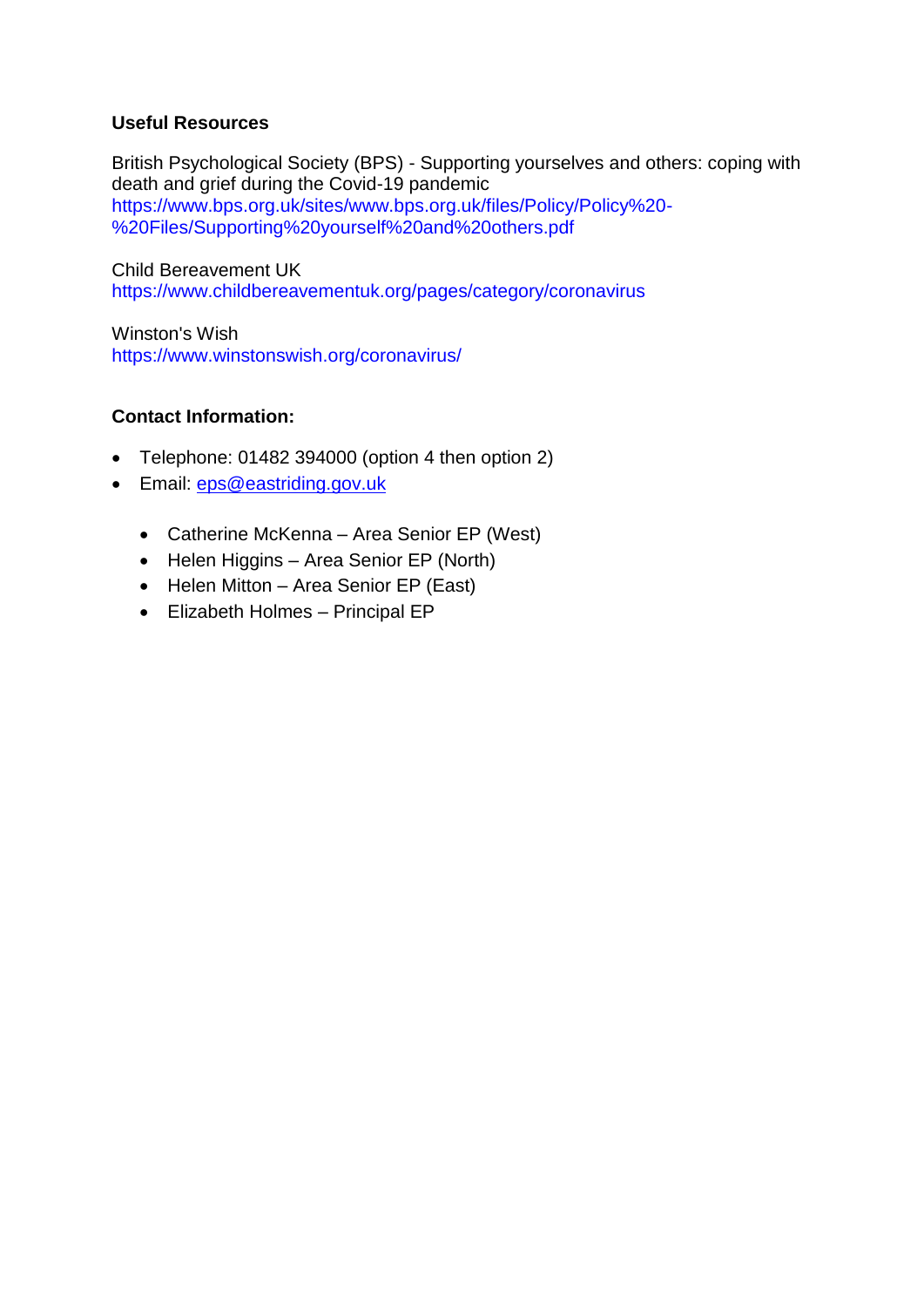**Useful Resources**

British Psychological Society (BPS) - Supporting yourselves and others: coping with death and grief during the Covid-19 pandemic
https://www.bps.org.uk/sites/www.bps.org.uk/files/Policy/Policy%20-%20Files/Supporting%20yourself%20and%20others.pdf

Child Bereavement UK
https://www.childbereavementuk.org/pages/category/coronavirus

Winston's Wish
https://www.winstonswish.org/coronavirus/

**Contact Information:**

- Telephone: 01482 394000 (option 4 then option 2)
- Email: eps@eastriding.gov.uk

  - Catherine McKenna – Area Senior EP (West)
  - Helen Higgins – Area Senior EP (North)
  - Helen Mitton – Area Senior EP (East)
  - Elizabeth Holmes – Principal EP